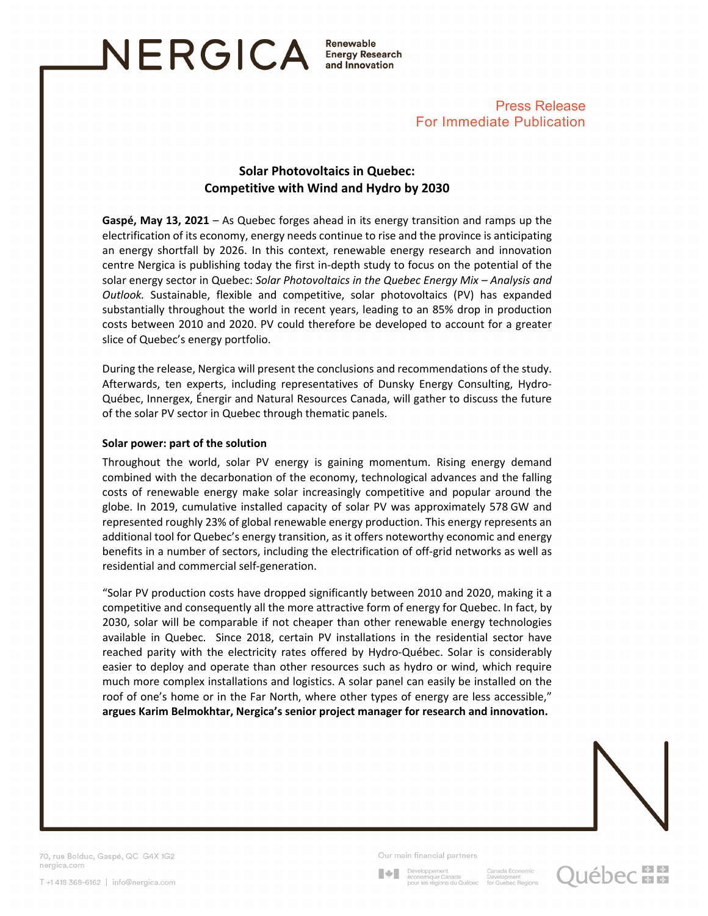NERGICA Renewable Energy Research and Innovation

Press Release
For Immediate Publication

# Solar Photovoltaics in Quebec: Competitive with Wind and Hydro by 2030

**Gaspé, May 13, 2021** – As Quebec forges ahead in its energy transition and ramps up the electrification of its economy, energy needs continue to rise and the province is anticipating an energy shortfall by 2026. In this context, renewable energy research and innovation centre Nergica is publishing today the first in-depth study to focus on the potential of the solar energy sector in Quebec: *Solar Photovoltaics in the Quebec Energy Mix – Analysis and Outlook.* Sustainable, flexible and competitive, solar photovoltaics (PV) has expanded substantially throughout the world in recent years, leading to an 85% drop in production costs between 2010 and 2020. PV could therefore be developed to account for a greater slice of Quebec's energy portfolio.

During the release, Nergica will present the conclusions and recommendations of the study. Afterwards, ten experts, including representatives of Dunsky Energy Consulting, Hydro-Québec, Innergex, Énergir and Natural Resources Canada, will gather to discuss the future of the solar PV sector in Quebec through thematic panels.

**Solar power: part of the solution**

Throughout the world, solar PV energy is gaining momentum. Rising energy demand combined with the decarbonation of the economy, technological advances and the falling costs of renewable energy make solar increasingly competitive and popular around the globe. In 2019, cumulative installed capacity of solar PV was approximately 578 GW and represented roughly 23% of global renewable energy production. This energy represents an additional tool for Quebec's energy transition, as it offers noteworthy economic and energy benefits in a number of sectors, including the electrification of off-grid networks as well as residential and commercial self-generation.

"Solar PV production costs have dropped significantly between 2010 and 2020, making it a competitive and consequently all the more attractive form of energy for Quebec. In fact, by 2030, solar will be comparable if not cheaper than other renewable energy technologies available in Quebec. Since 2018, certain PV installations in the residential sector have reached parity with the electricity rates offered by Hydro-Québec. Solar is considerably easier to deploy and operate than other resources such as hydro or wind, which require much more complex installations and logistics. A solar panel can easily be installed on the roof of one's home or in the Far North, where other types of energy are less accessible," **argues Karim Belmokhtar, Nergica's senior project manager for research and innovation.**

70, rue Bolduc, Gaspé, QC G4X 1G2
nergica.com

T +1 418 368-6162 | info@nergica.com

Our main financial partners

Développement économique Canada pour les régions du Québec | Canada Economic Development for Quebec Regions

Québec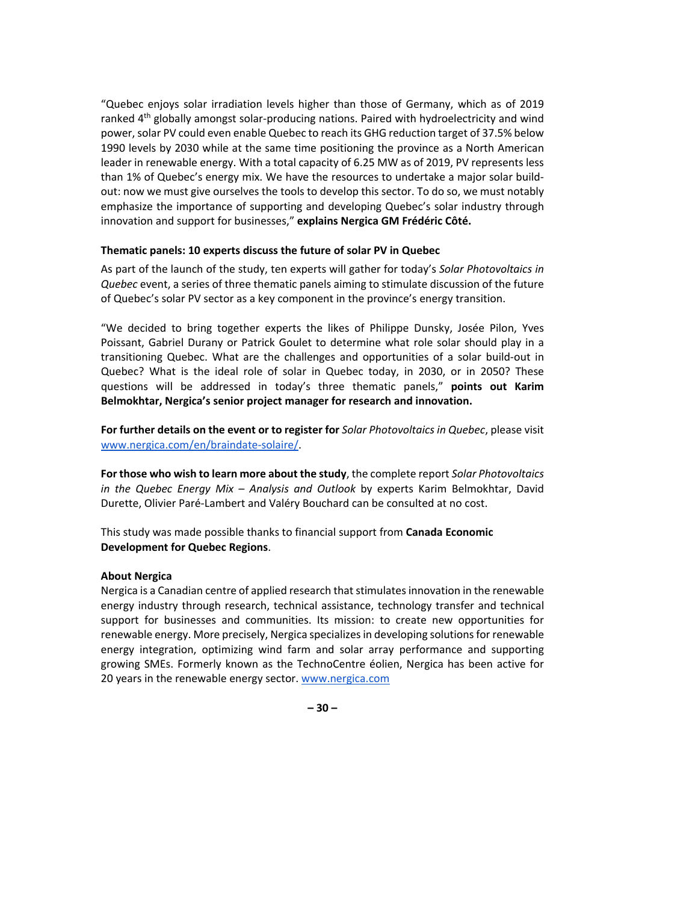"Quebec enjoys solar irradiation levels higher than those of Germany, which as of 2019 ranked 4th globally amongst solar-producing nations. Paired with hydroelectricity and wind power, solar PV could even enable Quebec to reach its GHG reduction target of 37.5% below 1990 levels by 2030 while at the same time positioning the province as a North American leader in renewable energy. With a total capacity of 6.25 MW as of 2019, PV represents less than 1% of Quebec's energy mix. We have the resources to undertake a major solar build-out: now we must give ourselves the tools to develop this sector. To do so, we must notably emphasize the importance of supporting and developing Quebec's solar industry through innovation and support for businesses," **explains Nergica GM Frédéric Côté.**

**Thematic panels: 10 experts discuss the future of solar PV in Quebec**

As part of the launch of the study, ten experts will gather for today's *Solar Photovoltaics in Quebec* event, a series of three thematic panels aiming to stimulate discussion of the future of Quebec's solar PV sector as a key component in the province's energy transition.

"We decided to bring together experts the likes of Philippe Dunsky, Josée Pilon, Yves Poissant, Gabriel Durany or Patrick Goulet to determine what role solar should play in a transitioning Quebec. What are the challenges and opportunities of a solar build-out in Quebec? What is the ideal role of solar in Quebec today, in 2030, or in 2050? These questions will be addressed in today's three thematic panels," **points out Karim Belmokhtar, Nergica's senior project manager for research and innovation.**

**For further details on the event or to register for** *Solar Photovoltaics in Quebec*, please visit [www.nergica.com/en/braindate-solaire/](www.nergica.com/en/braindate-solaire/).

**For those who wish to learn more about the study**, the complete report *Solar Photovoltaics in the Quebec Energy Mix – Analysis and Outlook* by experts Karim Belmokhtar, David Durette, Olivier Paré-Lambert and Valéry Bouchard can be consulted at no cost.

This study was made possible thanks to financial support from **Canada Economic Development for Quebec Regions**.

**About Nergica**

Nergica is a Canadian centre of applied research that stimulates innovation in the renewable energy industry through research, technical assistance, technology transfer and technical support for businesses and communities. Its mission: to create new opportunities for renewable energy. More precisely, Nergica specializes in developing solutions for renewable energy integration, optimizing wind farm and solar array performance and supporting growing SMEs. Formerly known as the TechnoCentre éolien, Nergica has been active for 20 years in the renewable energy sector. [www.nergica.com](www.nergica.com)

**– 30 –**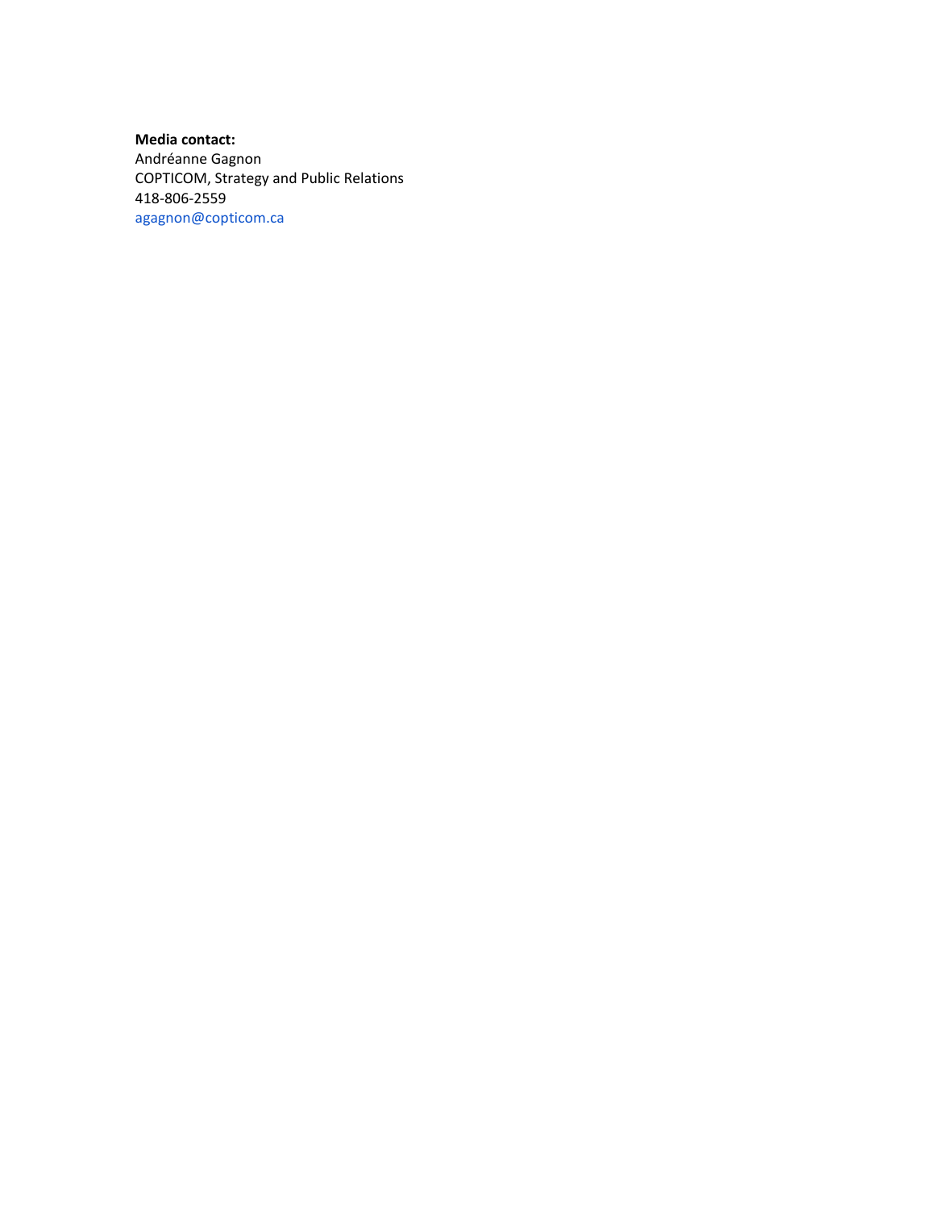**Media contact:**
Andréanne Gagnon
COPTICOM, Strategy and Public Relations
418-806-2559
agagnon@copticom.ca